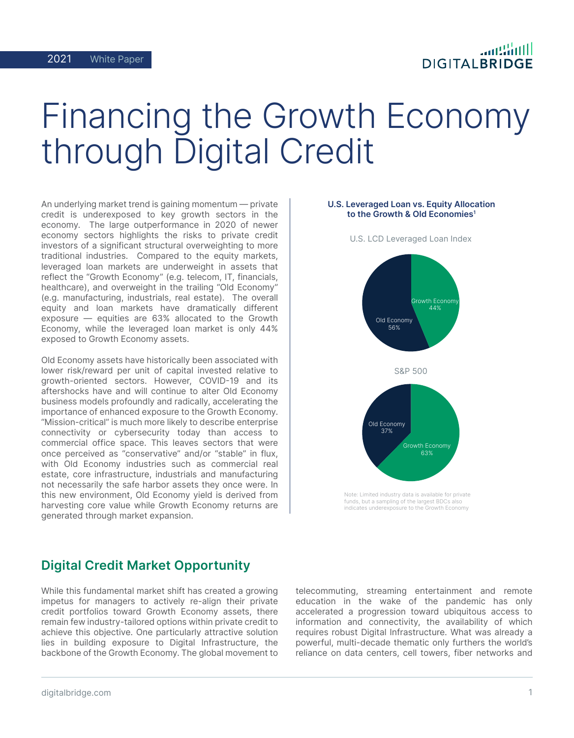# Financing the Growth Economy through Digital Credit

An underlying market trend is gaining momentum — private credit is underexposed to key growth sectors in the economy. The large outperformance in 2020 of newer economy sectors highlights the risks to private credit investors of a significant structural overweighting to more traditional industries. Compared to the equity markets, leveraged loan markets are underweight in assets that reflect the "Growth Economy" (e.g. telecom, IT, financials, healthcare), and overweight in the trailing "Old Economy" (e.g. manufacturing, industrials, real estate). The overall equity and loan markets have dramatically different exposure — equities are 63% allocated to the Growth Economy, while the leveraged loan market is only 44% exposed to Growth Economy assets.

Old Economy assets have historically been associated with lower risk/reward per unit of capital invested relative to growth-oriented sectors. However, COVID-19 and its aftershocks have and will continue to alter Old Economy business models profoundly and radically, accelerating the importance of enhanced exposure to the Growth Economy. "Mission-critical" is much more likely to describe enterprise connectivity or cybersecurity today than access to commercial office space. This leaves sectors that were once perceived as "conservative" and/or "stable" in flux, with Old Economy industries such as commercial real estate, core infrastructure, industrials and manufacturing not necessarily the safe harbor assets they once were. In this new environment, Old Economy yield is derived from harvesting core value while Growth Economy returns are generated through market expansion.

**U.S. Leveraged Loan vs. Equity Allocation to the Growth & Old Economies**[1]

U.S. LCD Leveraged Loan Index

| Segment | Allocation |
| --- | --- |
| Growth Economy | 44% |
| Old Economy | 56% |

S&P 500

| Segment | Allocation |
| --- | --- |
| Growth Economy | 63% |
| Old Economy | 37% |

Note: Limited industry data is available for private funds, but a sampling of the largest BDCs also indicates underexposure to the Growth Economy

## Digital Credit Market Opportunity

While this fundamental market shift has created a growing impetus for managers to actively re-align their private credit portfolios toward Growth Economy assets, there remain few industry-tailored options within private credit to achieve this objective. One particularly attractive solution lies in building exposure to Digital Infrastructure, the backbone of the Growth Economy. The global movement to telecommuting, streaming entertainment and remote education in the wake of the pandemic has only accelerated a progression toward ubiquitous access to information and connectivity, the availability of which requires robust Digital Infrastructure. What was already a powerful, multi-decade thematic only furthers the world's reliance on data centers, cell towers, fiber networks and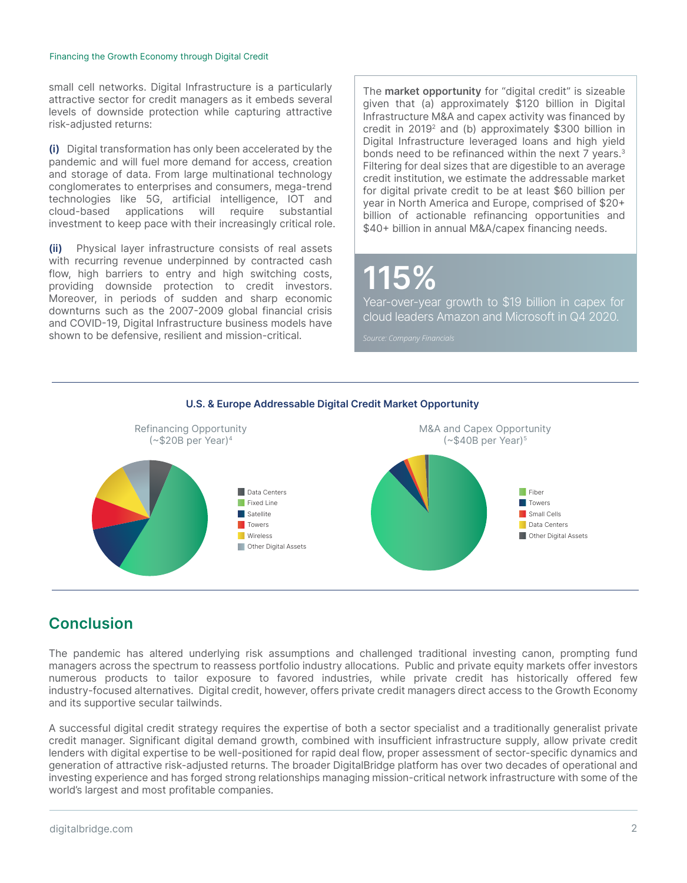small cell networks. Digital Infrastructure is a particularly attractive sector for credit managers as it embeds several levels of downside protection while capturing attractive risk-adjusted returns:

**(i)** Digital transformation has only been accelerated by the pandemic and will fuel more demand for access, creation and storage of data. From large multinational technology conglomerates to enterprises and consumers, mega-trend technologies like 5G, artificial intelligence, IOT and cloud-based applications will require substantial investment to keep pace with their increasingly critical role.

**(ii)** Physical layer infrastructure consists of real assets with recurring revenue underpinned by contracted cash flow, high barriers to entry and high switching costs, providing downside protection to credit investors. Moreover, in periods of sudden and sharp economic downturns such as the 2007-2009 global financial crisis and COVID-19, Digital Infrastructure business models have shown to be defensive, resilient and mission-critical.

The **market opportunity** for "digital credit" is sizeable given that (a) approximately $120 billion in Digital Infrastructure M&A and capex activity was financed by credit in 2019[2] and (b) approximately $300 billion in Digital Infrastructure leveraged loans and high yield bonds need to be refinanced within the next 7 years.[3] Filtering for deal sizes that are digestible to an average credit institution, we estimate the addressable market for digital private credit to be at least $60 billion per year in North America and Europe, comprised of $20+ billion of actionable refinancing opportunities and $40+ billion in annual M&A/capex financing needs.

**115%**

Year-over-year growth to $19 billion in capex for cloud leaders Amazon and Microsoft in Q4 2020.

*Source: Company Financials*

**U.S. & Europe Addressable Digital Credit Market Opportunity**

Refinancing Opportunity (~$20B per Year)[4]

- Data Centers
- Fixed Line
- Satellite
- Towers
- Wireless
- Other Digital Assets

M&A and Capex Opportunity (~$40B per Year)[5]

- Fiber
- Towers
- Small Cells
- Data Centers
- Other Digital Assets

## Conclusion

The pandemic has altered underlying risk assumptions and challenged traditional investing canon, prompting fund managers across the spectrum to reassess portfolio industry allocations. Public and private equity markets offer investors numerous products to tailor exposure to favored industries, while private credit has historically offered few industry-focused alternatives. Digital credit, however, offers private credit managers direct access to the Growth Economy and its supportive secular tailwinds.

A successful digital credit strategy requires the expertise of both a sector specialist and a traditionally generalist private credit manager. Significant digital demand growth, combined with insufficient infrastructure supply, allow private credit lenders with digital expertise to be well-positioned for rapid deal flow, proper assessment of sector-specific dynamics and generation of attractive risk-adjusted returns. The broader DigitalBridge platform has over two decades of operational and investing experience and has forged strong relationships managing mission-critical network infrastructure with some of the world's largest and most profitable companies.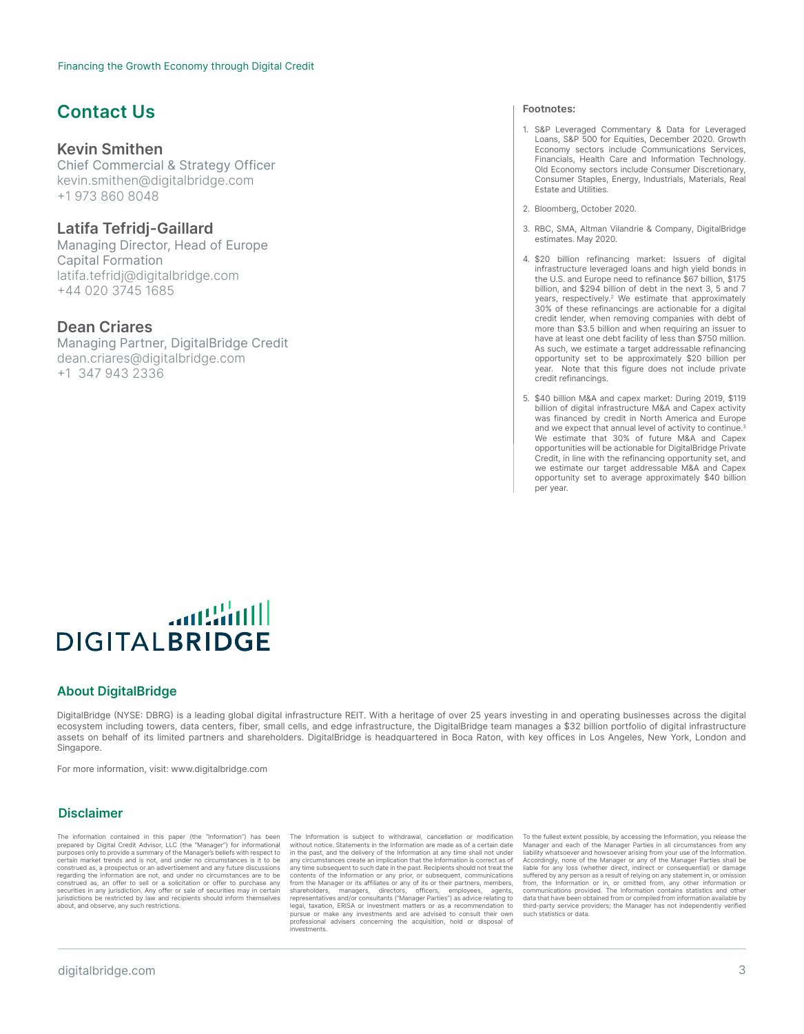## Contact Us

### Kevin Smithen
Chief Commercial & Strategy Officer
kevin.smithen@digitalbridge.com
+1 973 860 8048

### Latifa Tefridj-Gaillard
Managing Director, Head of Europe Capital Formation
latifa.tefridj@digitalbridge.com
+44 020 3745 1685

### Dean Criares
Managing Partner, DigitalBridge Credit
dean.criares@digitalbridge.com
+1 347 943 2336

**Footnotes:**

1. S&P Leveraged Commentary & Data for Leveraged Loans, S&P 500 for Equities, December 2020. Growth Economy sectors include Communications Services, Financials, Health Care and Information Technology. Old Economy sectors include Consumer Discretionary, Consumer Staples, Energy, Industrials, Materials, Real Estate and Utilities.
2. Bloomberg, October 2020.
3. RBC, SMA, Altman Vilandrie & Company, DigitalBridge estimates. May 2020.
4. $20 billion refinancing market: Issuers of digital infrastructure leveraged loans and high yield bonds in the U.S. and Europe need to refinance $67 billion, $175 billion, and $294 billion of debt in the next 3, 5 and 7 years, respectively.[2] We estimate that approximately 30% of these refinancings are actionable for a digital credit lender, when removing companies with debt of more than $3.5 billion and when requiring an issuer to have at least one debt facility of less than $750 million. As such, we estimate a target addressable refinancing opportunity set to be approximately $20 billion per year. Note that this figure does not include private credit refinancings.
5. $40 billion M&A and capex market: During 2019, $119 billion of digital infrastructure M&A and Capex activity was financed by credit in North America and Europe and we expect that annual level of activity to continue.[3] We estimate that 30% of future M&A and Capex opportunities will be actionable for DigitalBridge Private Credit, in line with the refinancing opportunity set, and we estimate our target addressable M&A and Capex opportunity set to average approximately $40 billion per year.

DIGITALBRIDGE

### About DigitalBridge

DigitalBridge (NYSE: DBRG) is a leading global digital infrastructure REIT. With a heritage of over 25 years investing in and operating businesses across the digital ecosystem including towers, data centers, fiber, small cells, and edge infrastructure, the DigitalBridge team manages a $32 billion portfolio of digital infrastructure assets on behalf of its limited partners and shareholders. DigitalBridge is headquartered in Boca Raton, with key offices in Los Angeles, New York, London and Singapore.

For more information, visit: www.digitalbridge.com

### Disclaimer

The information contained in this paper (the "Information") has been prepared by Digital Credit Advisor, LLC (the "Manager") for informational purposes only to provide a summary of the Manager's beliefs with respect to certain market trends and is not, and under no circumstances is it to be construed as, a prospectus or an advertisement and any future discussions regarding the information are not, and under no circumstances are to be construed as, an offer to sell or a solicitation or offer to purchase any securities in any jurisdiction. Any offer or sale of securities may in certain jurisdictions be restricted by law and recipients should inform themselves about, and observe, any such restrictions.

The Information is subject to withdrawal, cancellation or modification without notice. Statements in the Information are made as of a certain date in the past, and the delivery of the Information at any time shall not under any circumstances create an implication that the Information is correct as of any time subsequent to such date in the past. Recipients should not treat the contents of the Information or any prior, or subsequent, communications from the Manager or its affiliates or any of its or their partners, members, shareholders, managers, directors, officers, employees, agents, representatives and/or consultants ("Manager Parties") as advice relating to legal, taxation, ERISA or investment matters or as a recommendation to pursue or make any investments and are advised to consult their own professional advisers concerning the acquisition, hold or disposal of investments.

To the fullest extent possible, by accessing the Information, you release the Manager and each of the Manager Parties in all circumstances from any liability whatsoever and howsoever arising from your use of the Information. Accordingly, none of the Manager or any of the Manager Parties shall be liable for any loss (whether direct, indirect or consequential) or damage suffered by any person as a result of relying on any statement in, or omission from, the Information or in, or omitted from, any other information or communications provided. The Information contains statistics and other data that have been obtained from or compiled from information available by third-party service providers; the Manager has not independently verified such statistics or data.